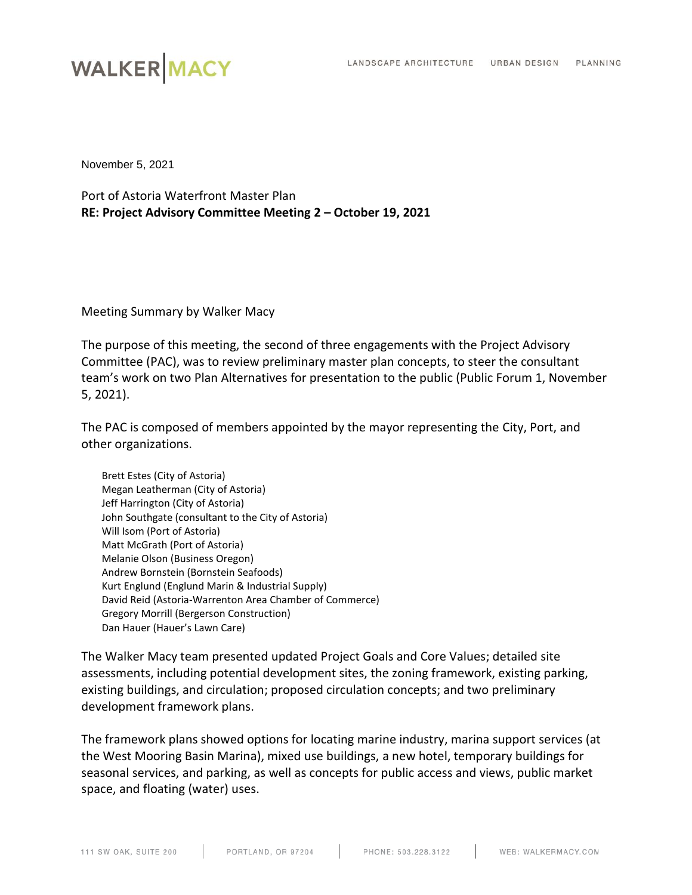November 5, 2021

Port of Astoria Waterfront Master Plan
**RE: Project Advisory Committee Meeting 2 – October 19, 2021**

Meeting Summary by Walker Macy

The purpose of this meeting, the second of three engagements with the Project Advisory Committee (PAC), was to review preliminary master plan concepts, to steer the consultant team's work on two Plan Alternatives for presentation to the public (Public Forum 1, November 5, 2021).

The PAC is composed of members appointed by the mayor representing the City, Port, and other organizations.

Brett Estes (City of Astoria)
Megan Leatherman (City of Astoria)
Jeff Harrington (City of Astoria)
John Southgate (consultant to the City of Astoria)
Will Isom (Port of Astoria)
Matt McGrath (Port of Astoria)
Melanie Olson (Business Oregon)
Andrew Bornstein (Bornstein Seafoods)
Kurt Englund (Englund Marin & Industrial Supply)
David Reid (Astoria-Warrenton Area Chamber of Commerce)
Gregory Morrill (Bergerson Construction)
Dan Hauer (Hauer's Lawn Care)

The Walker Macy team presented updated Project Goals and Core Values; detailed site assessments, including potential development sites, the zoning framework, existing parking, existing buildings, and circulation; proposed circulation concepts; and two preliminary development framework plans.

The framework plans showed options for locating marine industry, marina support services (at the West Mooring Basin Marina), mixed use buildings, a new hotel, temporary buildings for seasonal services, and parking, as well as concepts for public access and views, public market space, and floating (water) uses.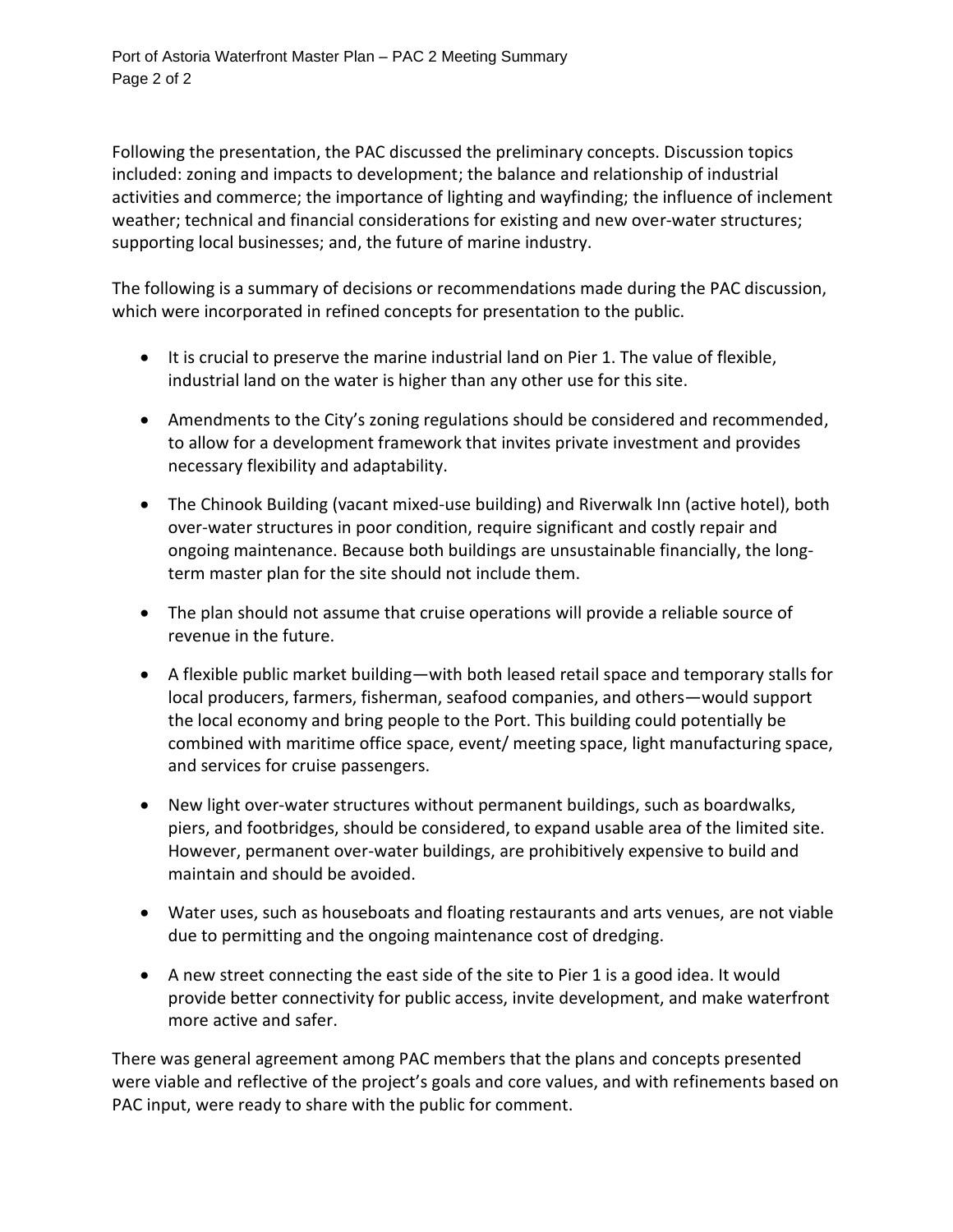Following the presentation, the PAC discussed the preliminary concepts. Discussion topics included: zoning and impacts to development; the balance and relationship of industrial activities and commerce; the importance of lighting and wayfinding; the influence of inclement weather; technical and financial considerations for existing and new over-water structures; supporting local businesses; and, the future of marine industry.

The following is a summary of decisions or recommendations made during the PAC discussion, which were incorporated in refined concepts for presentation to the public.

- It is crucial to preserve the marine industrial land on Pier 1. The value of flexible, industrial land on the water is higher than any other use for this site.
- Amendments to the City's zoning regulations should be considered and recommended, to allow for a development framework that invites private investment and provides necessary flexibility and adaptability.
- The Chinook Building (vacant mixed-use building) and Riverwalk Inn (active hotel), both over-water structures in poor condition, require significant and costly repair and ongoing maintenance. Because both buildings are unsustainable financially, the long-term master plan for the site should not include them.
- The plan should not assume that cruise operations will provide a reliable source of revenue in the future.
- A flexible public market building—with both leased retail space and temporary stalls for local producers, farmers, fisherman, seafood companies, and others—would support the local economy and bring people to the Port. This building could potentially be combined with maritime office space, event/ meeting space, light manufacturing space, and services for cruise passengers.
- New light over-water structures without permanent buildings, such as boardwalks, piers, and footbridges, should be considered, to expand usable area of the limited site. However, permanent over-water buildings, are prohibitively expensive to build and maintain and should be avoided.
- Water uses, such as houseboats and floating restaurants and arts venues, are not viable due to permitting and the ongoing maintenance cost of dredging.
- A new street connecting the east side of the site to Pier 1 is a good idea. It would provide better connectivity for public access, invite development, and make waterfront more active and safer.

There was general agreement among PAC members that the plans and concepts presented were viable and reflective of the project's goals and core values, and with refinements based on PAC input, were ready to share with the public for comment.